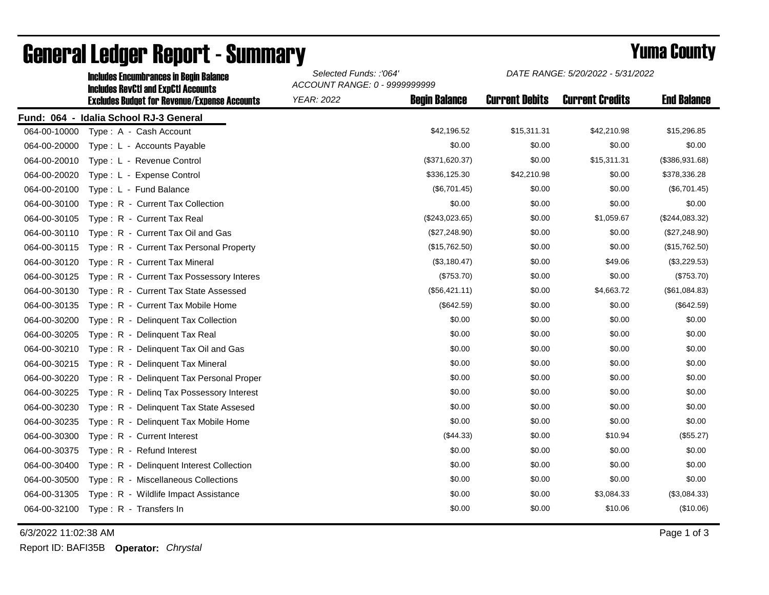# General Ledger Report - Summary

## Yuma County

**Includes Encumbrances in Begin Balance**
**Includes RevCtl and ExpCtl Accounts**
**Excludes Budget for Revenue/Expense Accounts**

*Selected Funds: :'064'*
*ACCOUNT RANGE: 0 - 9999999999*
*YEAR: 2022*

*DATE RANGE: 5/20/2022 - 5/31/2022*

**Fund: 064 - Idalia School RJ-3 General**

| Account | Description | Begin Balance | Current Debits | Current Credits | End Balance |
|---|---|---|---|---|---|
| 064-00-10000 | Type : A - Cash Account | $42,196.52 | $15,311.31 | $42,210.98 | $15,296.85 |
| 064-00-20000 | Type : L - Accounts Payable | $0.00 | $0.00 | $0.00 | $0.00 |
| 064-00-20010 | Type : L - Revenue Control | ($371,620.37) | $0.00 | $15,311.31 | ($386,931.68) |
| 064-00-20020 | Type : L - Expense Control | $336,125.30 | $42,210.98 | $0.00 | $378,336.28 |
| 064-00-20100 | Type : L - Fund Balance | ($6,701.45) | $0.00 | $0.00 | ($6,701.45) |
| 064-00-30100 | Type : R - Current Tax Collection | $0.00 | $0.00 | $0.00 | $0.00 |
| 064-00-30105 | Type : R - Current Tax Real | ($243,023.65) | $0.00 | $1,059.67 | ($244,083.32) |
| 064-00-30110 | Type : R - Current Tax Oil and Gas | ($27,248.90) | $0.00 | $0.00 | ($27,248.90) |
| 064-00-30115 | Type : R - Current Tax Personal Property | ($15,762.50) | $0.00 | $0.00 | ($15,762.50) |
| 064-00-30120 | Type : R - Current Tax Mineral | ($3,180.47) | $0.00 | $49.06 | ($3,229.53) |
| 064-00-30125 | Type : R - Current Tax Possessory Interes | ($753.70) | $0.00 | $0.00 | ($753.70) |
| 064-00-30130 | Type : R - Current Tax State Assessed | ($56,421.11) | $0.00 | $4,663.72 | ($61,084.83) |
| 064-00-30135 | Type : R - Current Tax Mobile Home | ($642.59) | $0.00 | $0.00 | ($642.59) |
| 064-00-30200 | Type : R - Delinquent Tax Collection | $0.00 | $0.00 | $0.00 | $0.00 |
| 064-00-30205 | Type : R - Delinquent Tax Real | $0.00 | $0.00 | $0.00 | $0.00 |
| 064-00-30210 | Type : R - Delinquent Tax Oil and Gas | $0.00 | $0.00 | $0.00 | $0.00 |
| 064-00-30215 | Type : R - Delinquent Tax Mineral | $0.00 | $0.00 | $0.00 | $0.00 |
| 064-00-30220 | Type : R - Delinquent Tax Personal Proper | $0.00 | $0.00 | $0.00 | $0.00 |
| 064-00-30225 | Type : R - Delinq Tax Possessory Interest | $0.00 | $0.00 | $0.00 | $0.00 |
| 064-00-30230 | Type : R - Delinquent Tax State Assesed | $0.00 | $0.00 | $0.00 | $0.00 |
| 064-00-30235 | Type : R - Delinquent Tax Mobile Home | $0.00 | $0.00 | $0.00 | $0.00 |
| 064-00-30300 | Type : R - Current Interest | ($44.33) | $0.00 | $10.94 | ($55.27) |
| 064-00-30375 | Type : R - Refund Interest | $0.00 | $0.00 | $0.00 | $0.00 |
| 064-00-30400 | Type : R - Delinquent Interest Collection | $0.00 | $0.00 | $0.00 | $0.00 |
| 064-00-30500 | Type : R - Miscellaneous Collections | $0.00 | $0.00 | $0.00 | $0.00 |
| 064-00-31305 | Type : R - Wildlife Impact Assistance | $0.00 | $0.00 | $3,084.33 | ($3,084.33) |
| 064-00-32100 | Type : R - Transfers In | $0.00 | $0.00 | $10.06 | ($10.06) |

6/3/2022 11:02:38 AM

Report ID: BAFI35B **Operator:** *Chrystal*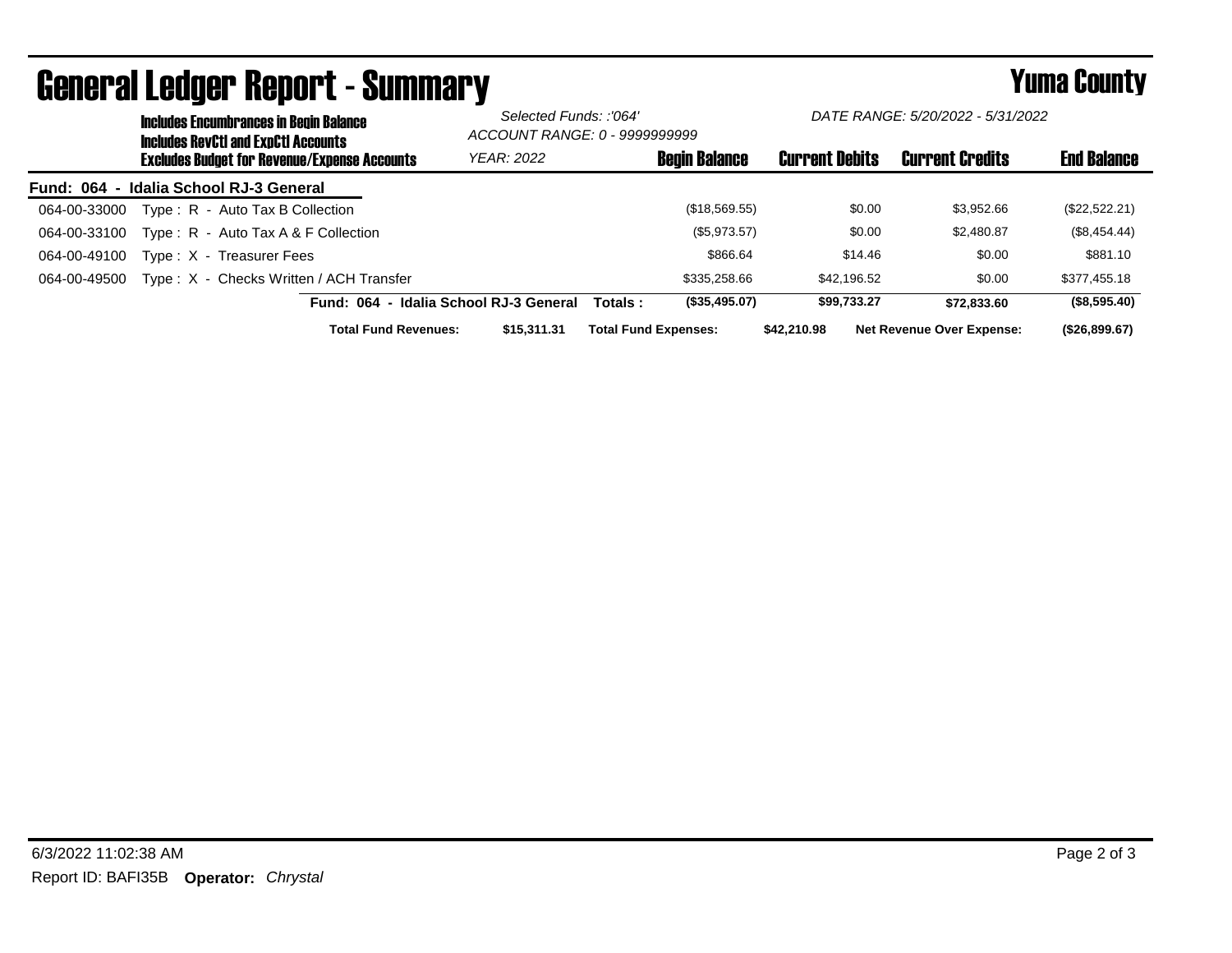# General Ledger Report - Summary

**Yuma County**

**Includes Encumbrances in Begin Balance**
**Includes RevCtl and ExpCtl Accounts**
**Excludes Budget for Revenue/Expense Accounts**

*Selected Funds: :'064'*
*ACCOUNT RANGE: 0 - 9999999999*
*YEAR: 2022*

*DATE RANGE: 5/20/2022 - 5/31/2022*

| | | Begin Balance | Current Debits | Current Credits | End Balance |
|---|---|---|---|---|---|
| **Fund: 064 - Idalia School RJ-3 General** | | | | | |
| 064-00-33000 | Type : R - Auto Tax B Collection | ($18,569.55) | $0.00 | $3,952.66 | ($22,522.21) |
| 064-00-33100 | Type : R - Auto Tax A & F Collection | ($5,973.57) | $0.00 | $2,480.87 | ($8,454.44) |
| 064-00-49100 | Type : X - Treasurer Fees | $866.64 | $14.46 | $0.00 | $881.10 |
| 064-00-49500 | Type : X - Checks Written / ACH Transfer | $335,258.66 | $42,196.52 | $0.00 | $377,455.18 |
| | **Fund: 064 - Idalia School RJ-3 General Totals :** | **($35,495.07)** | **$99,733.27** | **$72,833.60** | **($8,595.40)** |

**Total Fund Revenues:** **$15,311.31** **Total Fund Expenses:** **$42,210.98** **Net Revenue Over Expense:** **($26,899.67)**

6/3/2022 11:02:38 AM

Report ID: BAFI35B **Operator:** *Chrystal*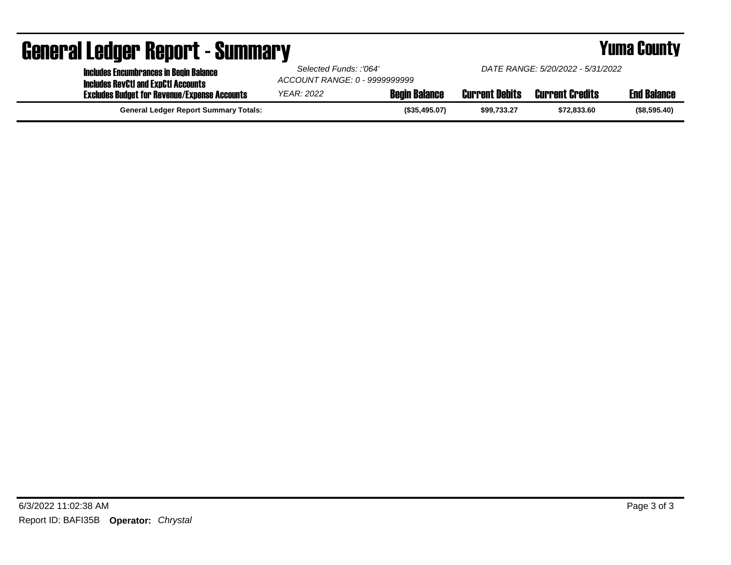# General Ledger Report - Summary

## Yuma County

**Includes Encumbrances in Begin Balance**
**Includes RevCtl and ExpCtl Accounts**
**Excludes Budget for Revenue/Expense Accounts**

*Selected Funds: :'064'*
*ACCOUNT RANGE: 0 - 9999999999*
*YEAR: 2022*

*DATE RANGE: 5/20/2022 - 5/31/2022*

| | Begin Balance | Current Debits | Current Credits | End Balance |
|---|---|---|---|---|
| **General Ledger Report Summary Totals:** | **($35,495.07)** | **$99,733.27** | **$72,833.60** | **($8,595.40)** |

6/3/2022 11:02:38 AM

Report ID: BAFI35B **Operator:** *Chrystal*